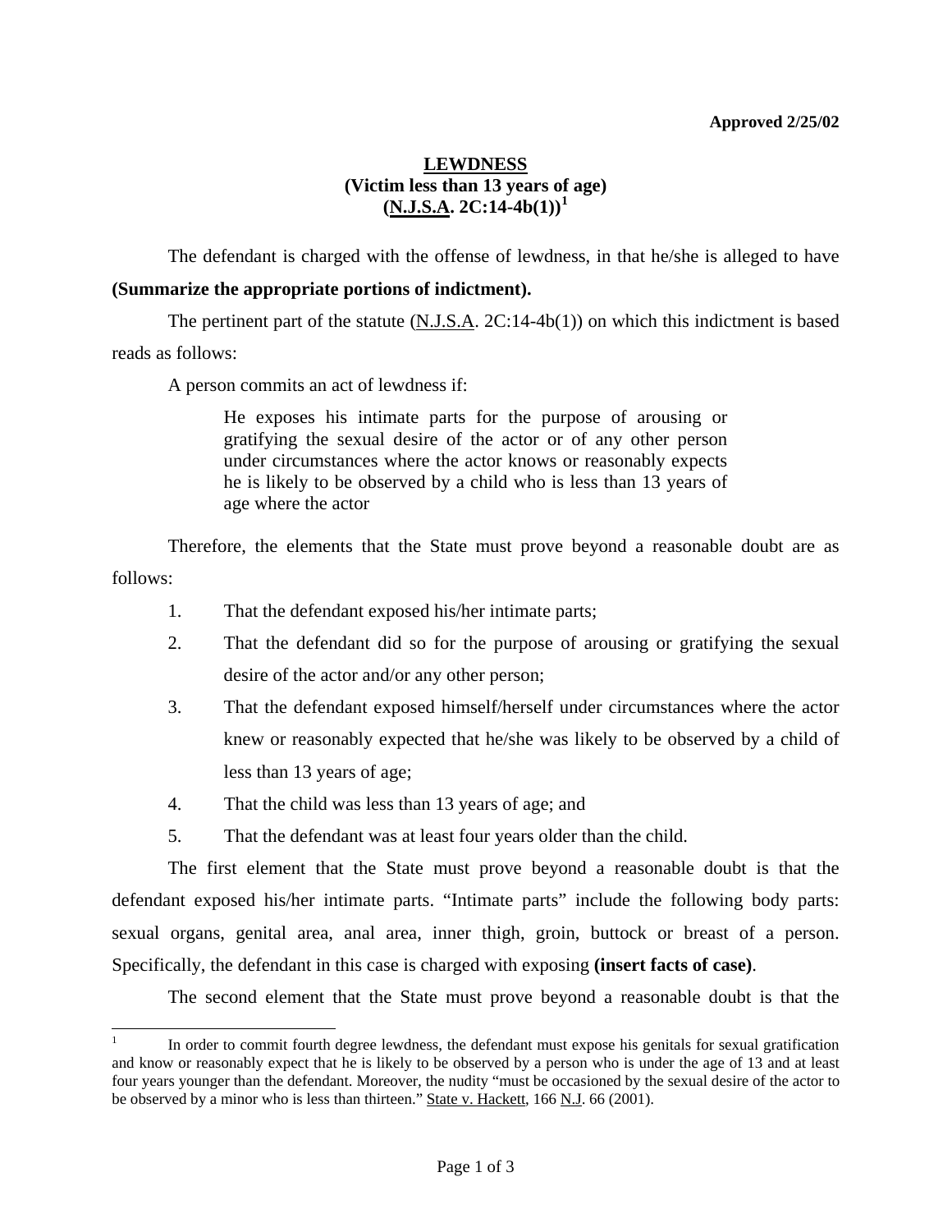**Approved 2/25/02**

# LEWDNESS
## (Victim less than 13 years of age)
## (N.J.S.A. 2C:14-4b(1))[1]

The defendant is charged with the offense of lewdness, in that he/she is alleged to have **(Summarize the appropriate portions of indictment).**

The pertinent part of the statute (N.J.S.A. 2C:14-4b(1)) on which this indictment is based reads as follows:

A person commits an act of lewdness if:

> He exposes his intimate parts for the purpose of arousing or gratifying the sexual desire of the actor or of any other person under circumstances where the actor knows or reasonably expects he is likely to be observed by a child who is less than 13 years of age where the actor

Therefore, the elements that the State must prove beyond a reasonable doubt are as follows:

1. That the defendant exposed his/her intimate parts;
2. That the defendant did so for the purpose of arousing or gratifying the sexual desire of the actor and/or any other person;
3. That the defendant exposed himself/herself under circumstances where the actor knew or reasonably expected that he/she was likely to be observed by a child of less than 13 years of age;
4. That the child was less than 13 years of age; and
5. That the defendant was at least four years older than the child.

The first element that the State must prove beyond a reasonable doubt is that the defendant exposed his/her intimate parts. "Intimate parts" include the following body parts: sexual organs, genital area, anal area, inner thigh, groin, buttock or breast of a person. Specifically, the defendant in this case is charged with exposing **(insert facts of case)**.

The second element that the State must prove beyond a reasonable doubt is that the

---

[1] In order to commit fourth degree lewdness, the defendant must expose his genitals for sexual gratification and know or reasonably expect that he is likely to be observed by a person who is under the age of 13 and at least four years younger than the defendant. Moreover, the nudity "must be occasioned by the sexual desire of the actor to be observed by a minor who is less than thirteen." State v. Hackett, 166 N.J. 66 (2001).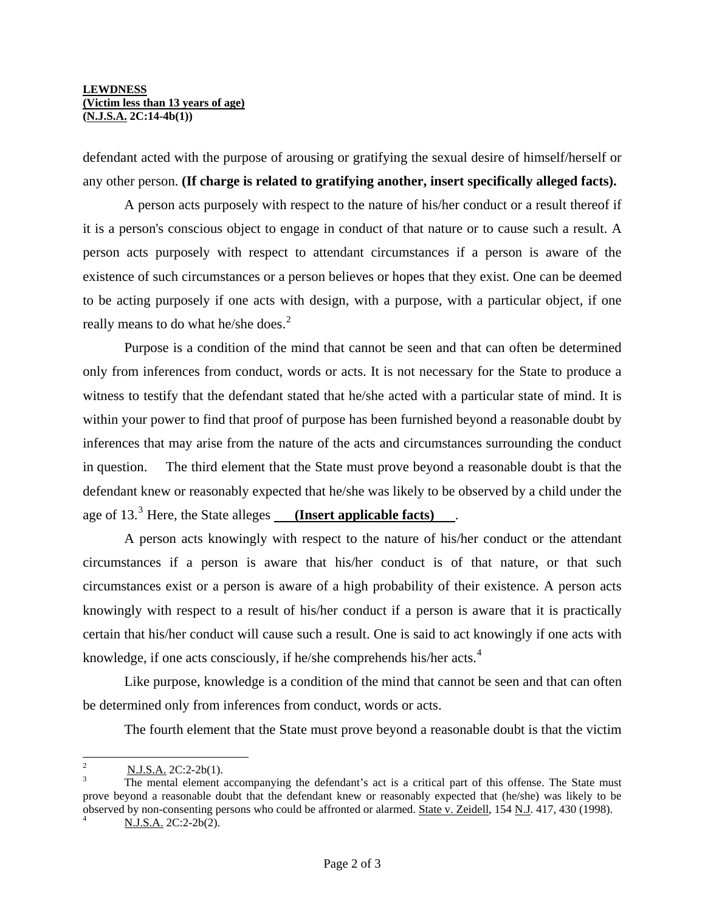defendant acted with the purpose of arousing or gratifying the sexual desire of himself/herself or any other person. **(If charge is related to gratifying another, insert specifically alleged facts).**

A person acts purposely with respect to the nature of his/her conduct or a result thereof if it is a person's conscious object to engage in conduct of that nature or to cause such a result. A person acts purposely with respect to attendant circumstances if a person is aware of the existence of such circumstances or a person believes or hopes that they exist. One can be deemed to be acting purposely if one acts with design, with a purpose, with a particular object, if one really means to do what he/she does.[2]

Purpose is a condition of the mind that cannot be seen and that can often be determined only from inferences from conduct, words or acts. It is not necessary for the State to produce a witness to testify that the defendant stated that he/she acted with a particular state of mind. It is within your power to find that proof of purpose has been furnished beyond a reasonable doubt by inferences that may arise from the nature of the acts and circumstances surrounding the conduct in question. The third element that the State must prove beyond a reasonable doubt is that the defendant knew or reasonably expected that he/she was likely to be observed by a child under the age of 13.[3] Here, the State alleges **(Insert applicable facts)**.

A person acts knowingly with respect to the nature of his/her conduct or the attendant circumstances if a person is aware that his/her conduct is of that nature, or that such circumstances exist or a person is aware of a high probability of their existence. A person acts knowingly with respect to a result of his/her conduct if a person is aware that it is practically certain that his/her conduct will cause such a result. One is said to act knowingly if one acts with knowledge, if one acts consciously, if he/she comprehends his/her acts.[4]

Like purpose, knowledge is a condition of the mind that cannot be seen and that can often be determined only from inferences from conduct, words or acts.

The fourth element that the State must prove beyond a reasonable doubt is that the victim

---

[2] N.J.S.A. 2C:2-2b(1).

[3] The mental element accompanying the defendant's act is a critical part of this offense. The State must prove beyond a reasonable doubt that the defendant knew or reasonably expected that (he/she) was likely to be observed by non-consenting persons who could be affronted or alarmed. State v. Zeidell, 154 N.J. 417, 430 (1998).

[4] N.J.S.A. 2C:2-2b(2).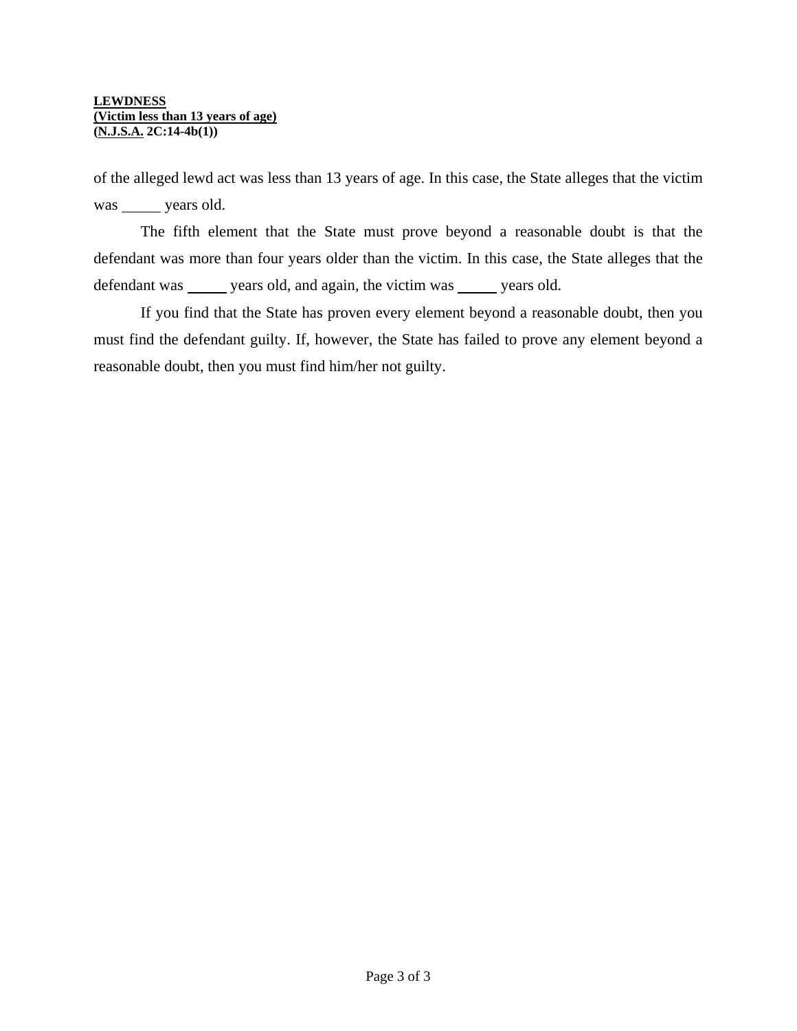of the alleged lewd act was less than 13 years of age. In this case, the State alleges that the victim was _____ years old.

The fifth element that the State must prove beyond a reasonable doubt is that the defendant was more than four years older than the victim. In this case, the State alleges that the defendant was _____ years old, and again, the victim was _____ years old.

If you find that the State has proven every element beyond a reasonable doubt, then you must find the defendant guilty. If, however, the State has failed to prove any element beyond a reasonable doubt, then you must find him/her not guilty.